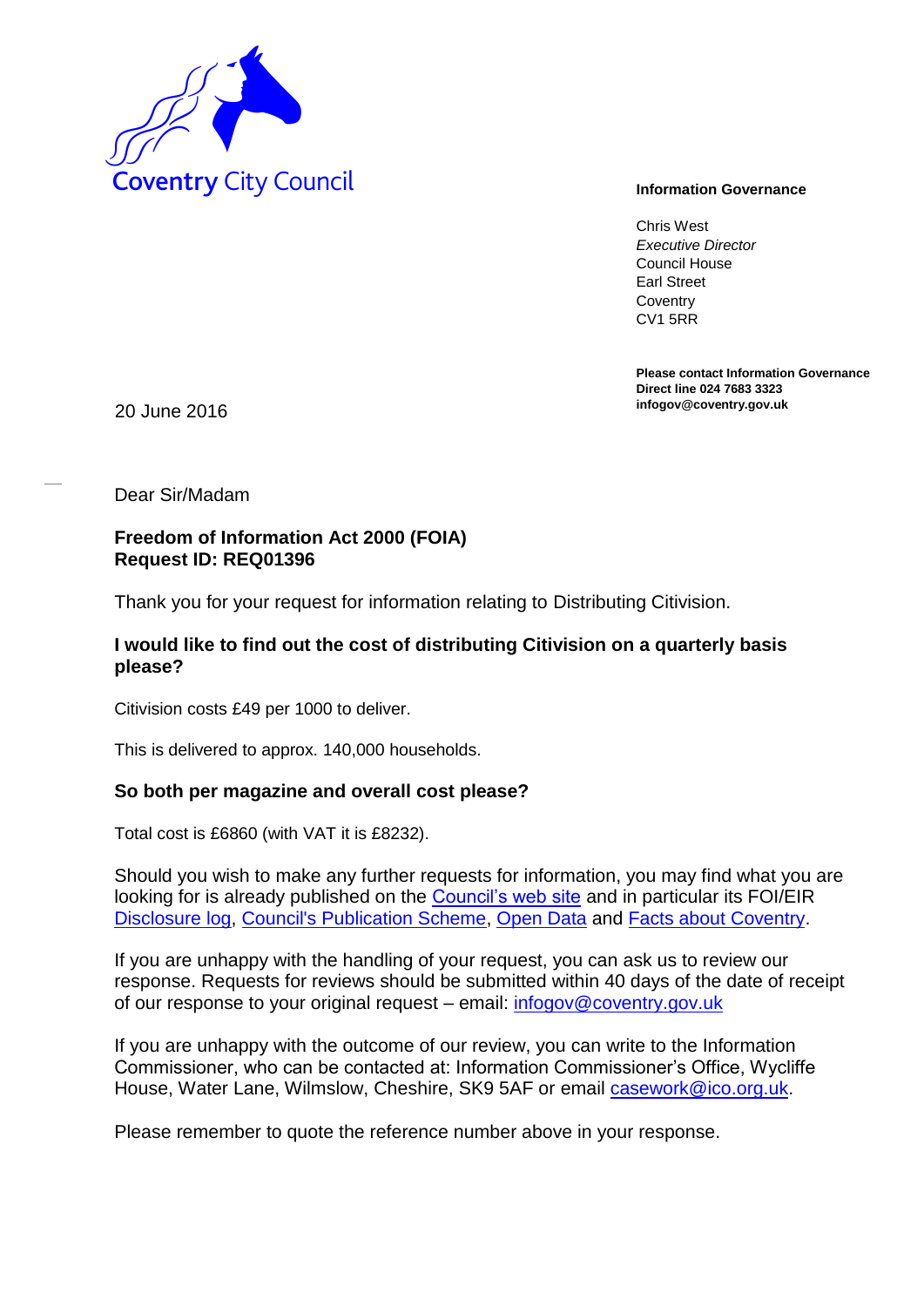Coventry City Council

**Information Governance**

Chris West
*Executive Director*
Council House
Earl Street
Coventry
CV1 5RR

**Please contact Information Governance**
**Direct line 024 7683 3323**
**infogov@coventry.gov.uk**

20 June 2016

Dear Sir/Madam

**Freedom of Information Act 2000 (FOIA)**
**Request ID: REQ01396**

Thank you for your request for information relating to Distributing Citivision.

**I would like to find out the cost of distributing Citivision on a quarterly basis please?**

Citivision costs £49 per 1000 to deliver.

This is delivered to approx. 140,000 households.

**So both per magazine and overall cost please?**

Total cost is £6860 (with VAT it is £8232).

Should you wish to make any further requests for information, you may find what you are looking for is already published on the Council's web site and in particular its FOI/EIR Disclosure log, Council's Publication Scheme, Open Data and Facts about Coventry.

If you are unhappy with the handling of your request, you can ask us to review our response. Requests for reviews should be submitted within 40 days of the date of receipt of our response to your original request – email: infogov@coventry.gov.uk

If you are unhappy with the outcome of our review, you can write to the Information Commissioner, who can be contacted at: Information Commissioner's Office, Wycliffe House, Water Lane, Wilmslow, Cheshire, SK9 5AF or email casework@ico.org.uk.

Please remember to quote the reference number above in your response.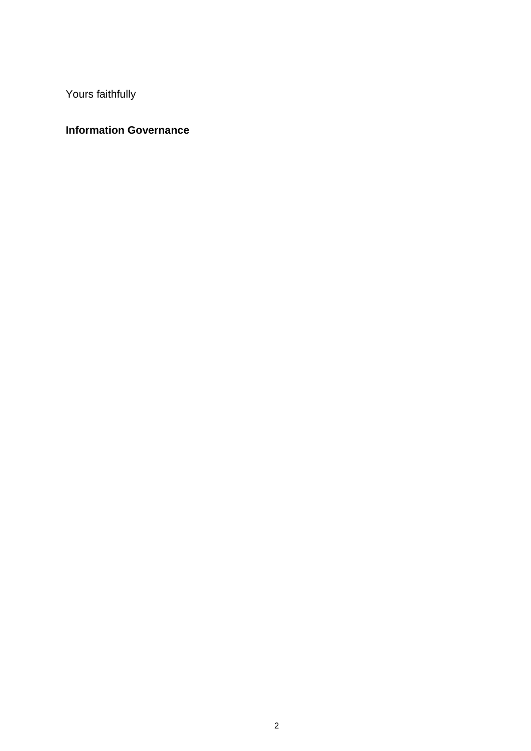Yours faithfully

**Information Governance**